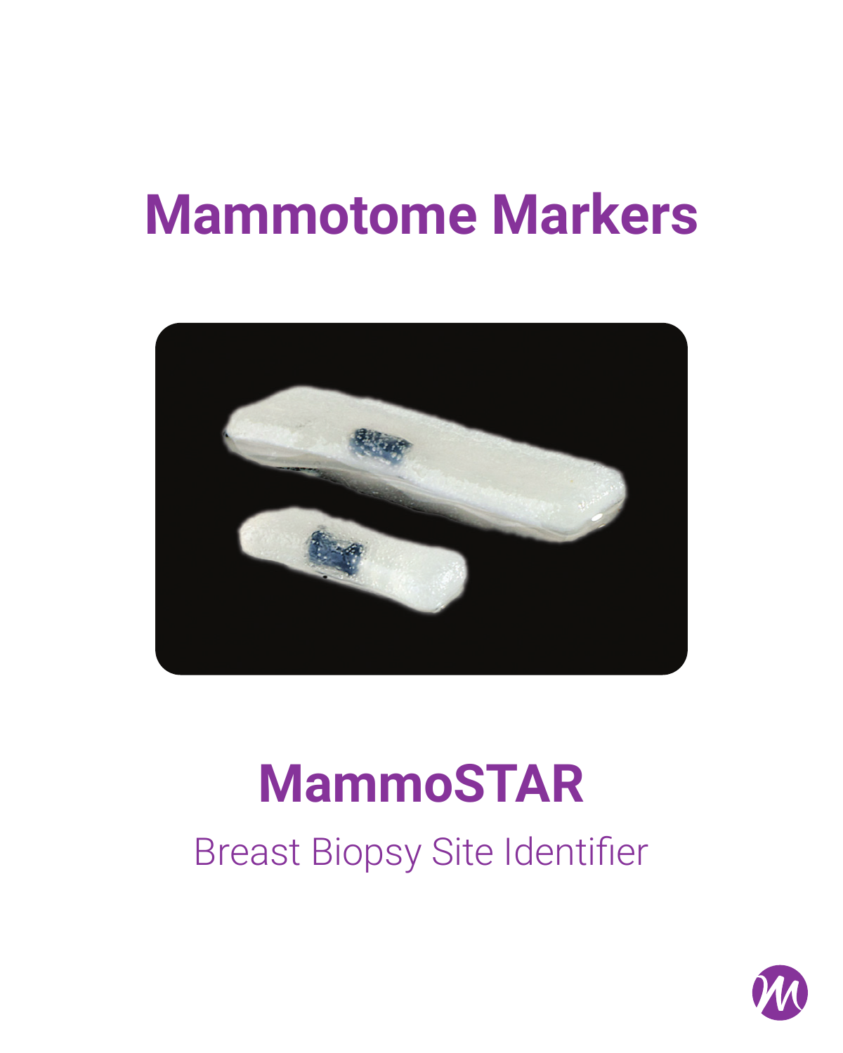# Mammotome Markers

## MammoSTAR

Breast Biopsy Site Identifier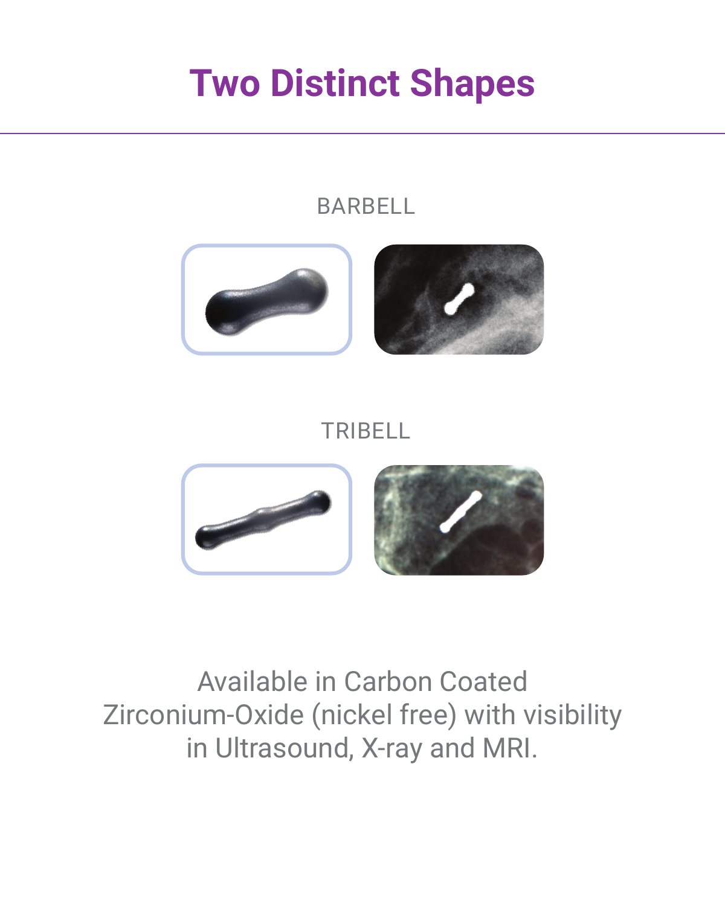# Two Distinct Shapes

BARBELL

TRIBELL

Available in Carbon Coated Zirconium-Oxide (nickel free) with visibility in Ultrasound, X-ray and MRI.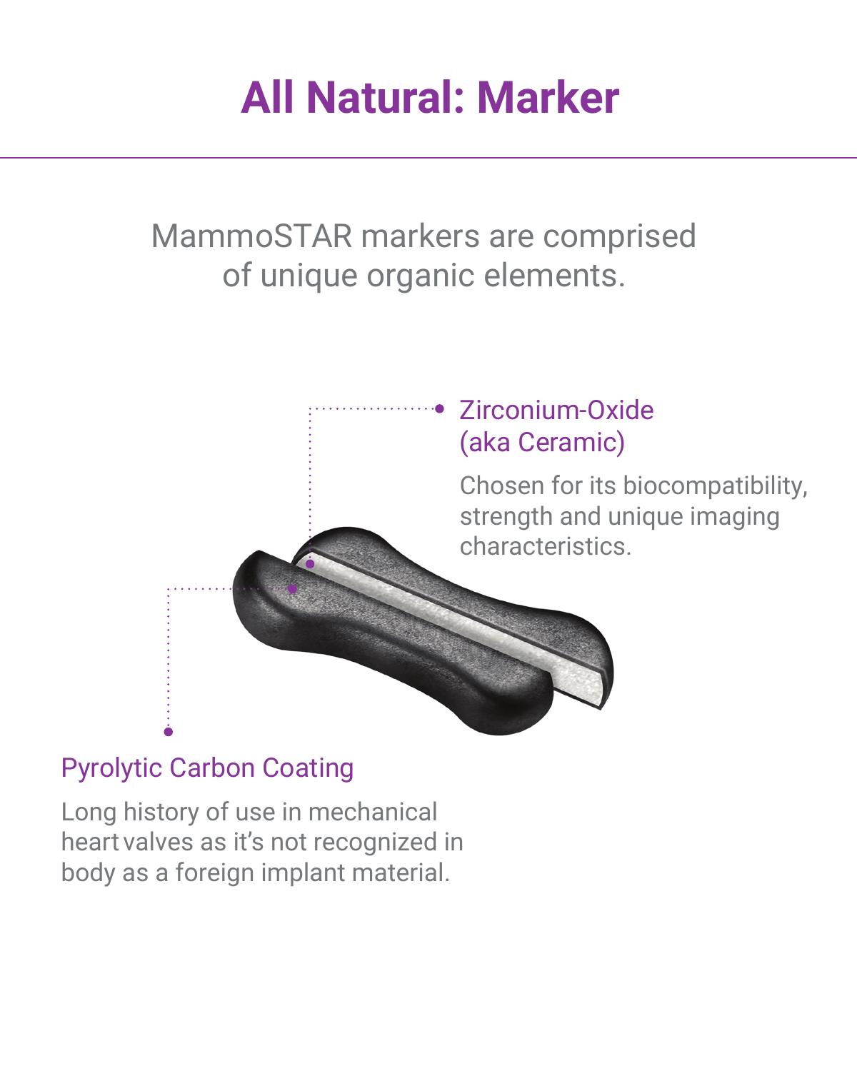# All Natural: Marker

MammoSTAR markers are comprised of unique organic elements.

### Zirconium-Oxide (aka Ceramic)

Chosen for its biocompatibility, strength and unique imaging characteristics.

### Pyrolytic Carbon Coating

Long history of use in mechanical heart valves as it's not recognized in body as a foreign implant material.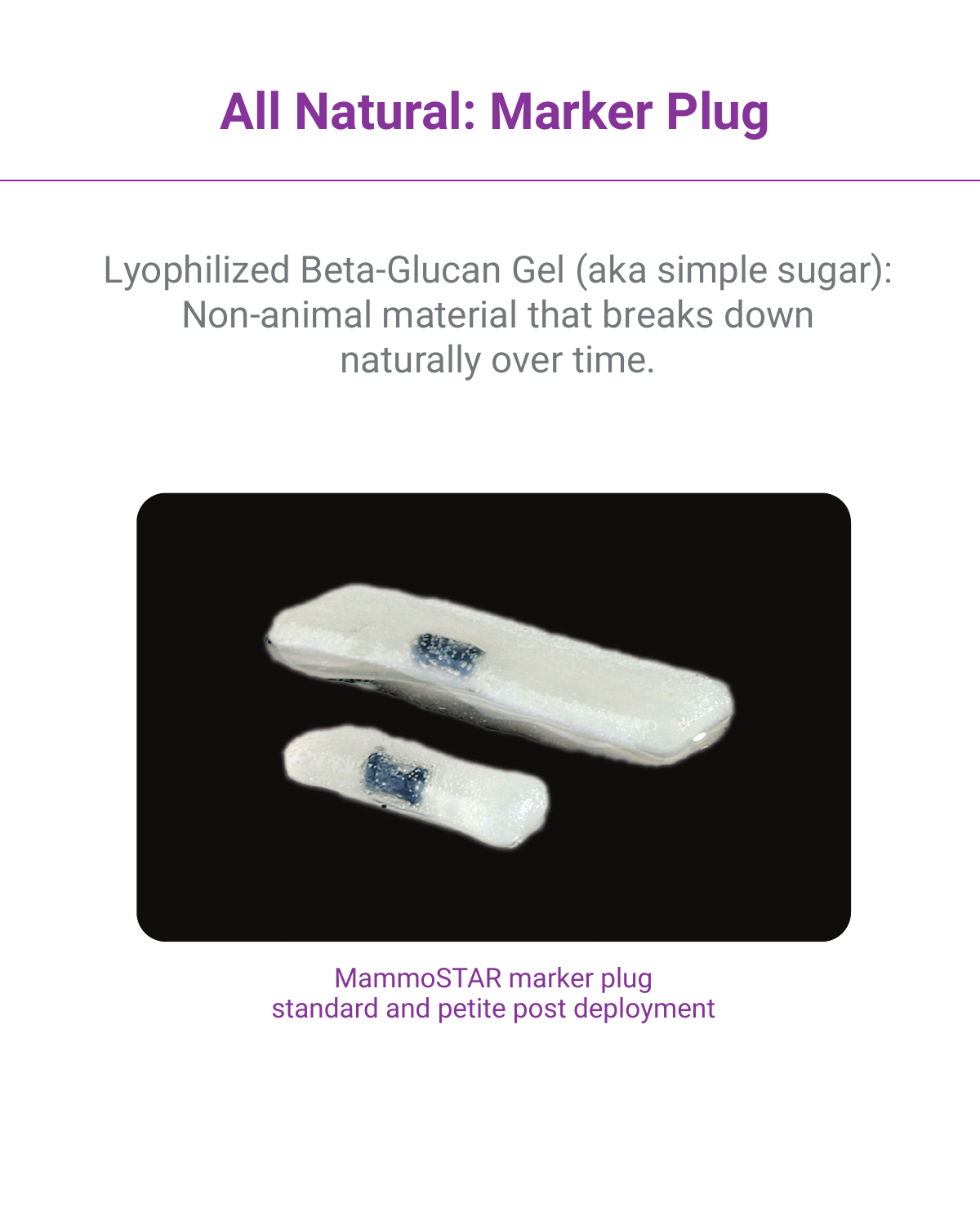# All Natural: Marker Plug

Lyophilized Beta-Glucan Gel (aka simple sugar): Non-animal material that breaks down naturally over time.

MammoSTAR marker plug
standard and petite post deployment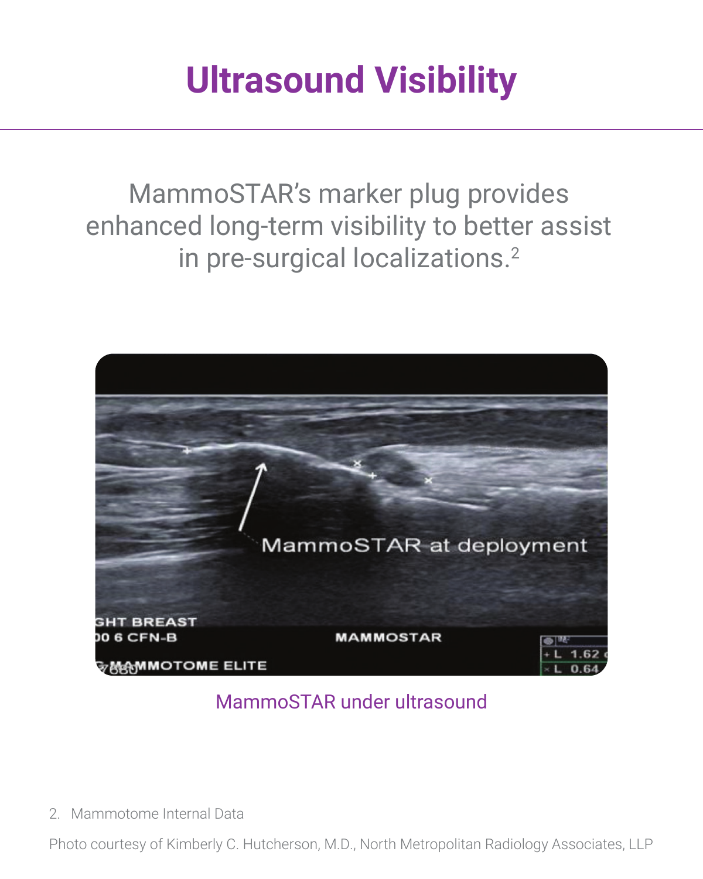# Ultrasound Visibility

MammoSTAR's marker plug provides enhanced long-term visibility to better assist in pre-surgical localizations.[2]

MammoSTAR under ultrasound

2. Mammotome Internal Data

Photo courtesy of Kimberly C. Hutcherson, M.D., North Metropolitan Radiology Associates, LLP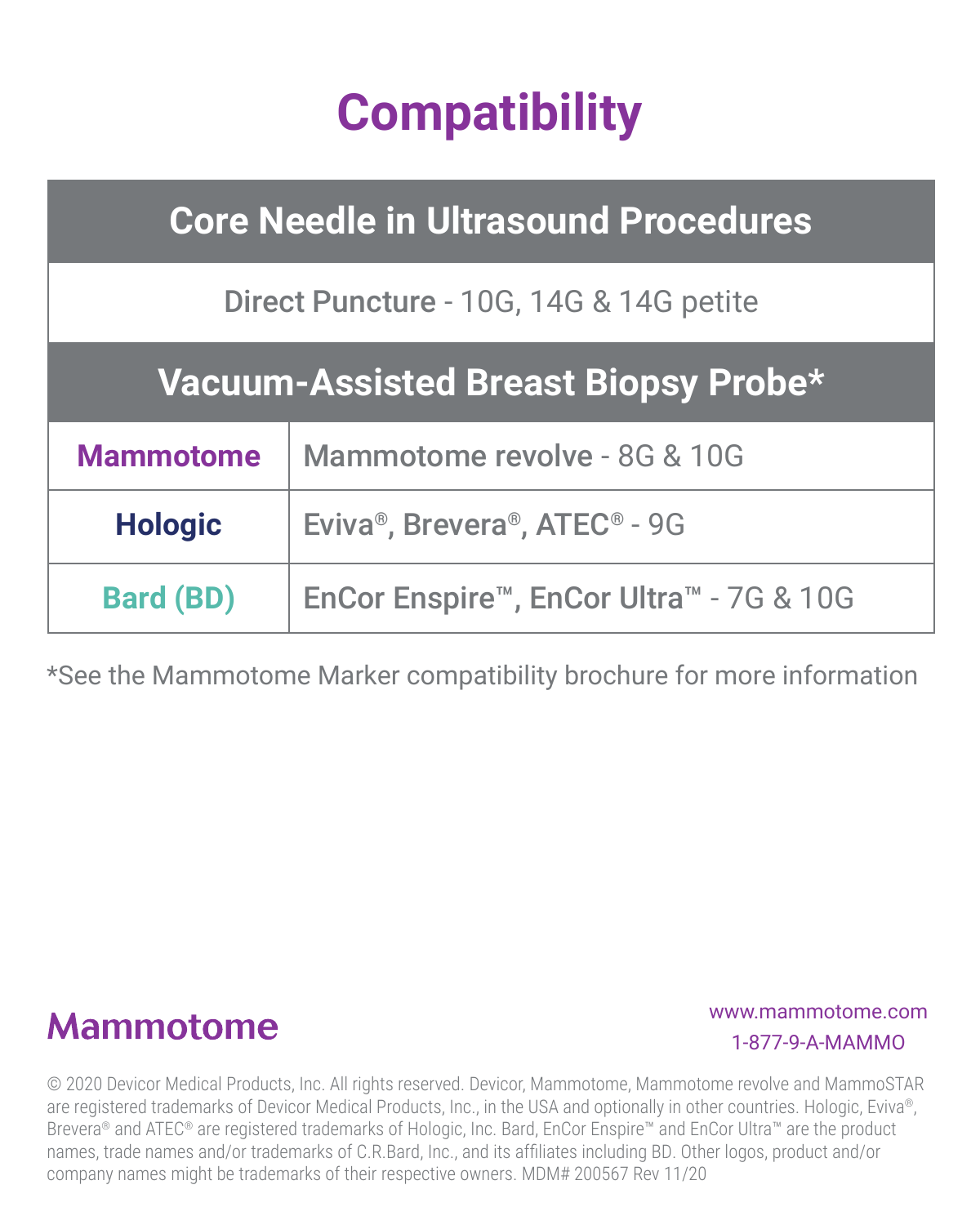# Compatibility

| Core Needle in Ultrasound Procedures | |
|---|---|
| **Direct Puncture** - 10G, 14G & 14G petite | |
| **Vacuum-Assisted Breast Biopsy Probe*** | |
| **Mammotome** | **Mammotome revolve** - 8G & 10G |
| **Hologic** | **Eviva®, Brevera®, ATEC®** - 9G |
| **Bard (BD)** | **EnCor Enspire™, EnCor Ultra™** - 7G & 10G |

*See the Mammotome Marker compatibility brochure for more information

**Mammotome**

www.mammotome.com
1-877-9-A-MAMMO

© 2020 Devicor Medical Products, Inc. All rights reserved. Devicor, Mammotome, Mammotome revolve and MammoSTAR are registered trademarks of Devicor Medical Products, Inc., in the USA and optionally in other countries. Hologic, Eviva®, Brevera® and ATEC® are registered trademarks of Hologic, Inc. Bard, EnCor Enspire™ and EnCor Ultra™ are the product names, trade names and/or trademarks of C.R.Bard, Inc., and its affiliates including BD. Other logos, product and/or company names might be trademarks of their respective owners. MDM# 200567 Rev 11/20